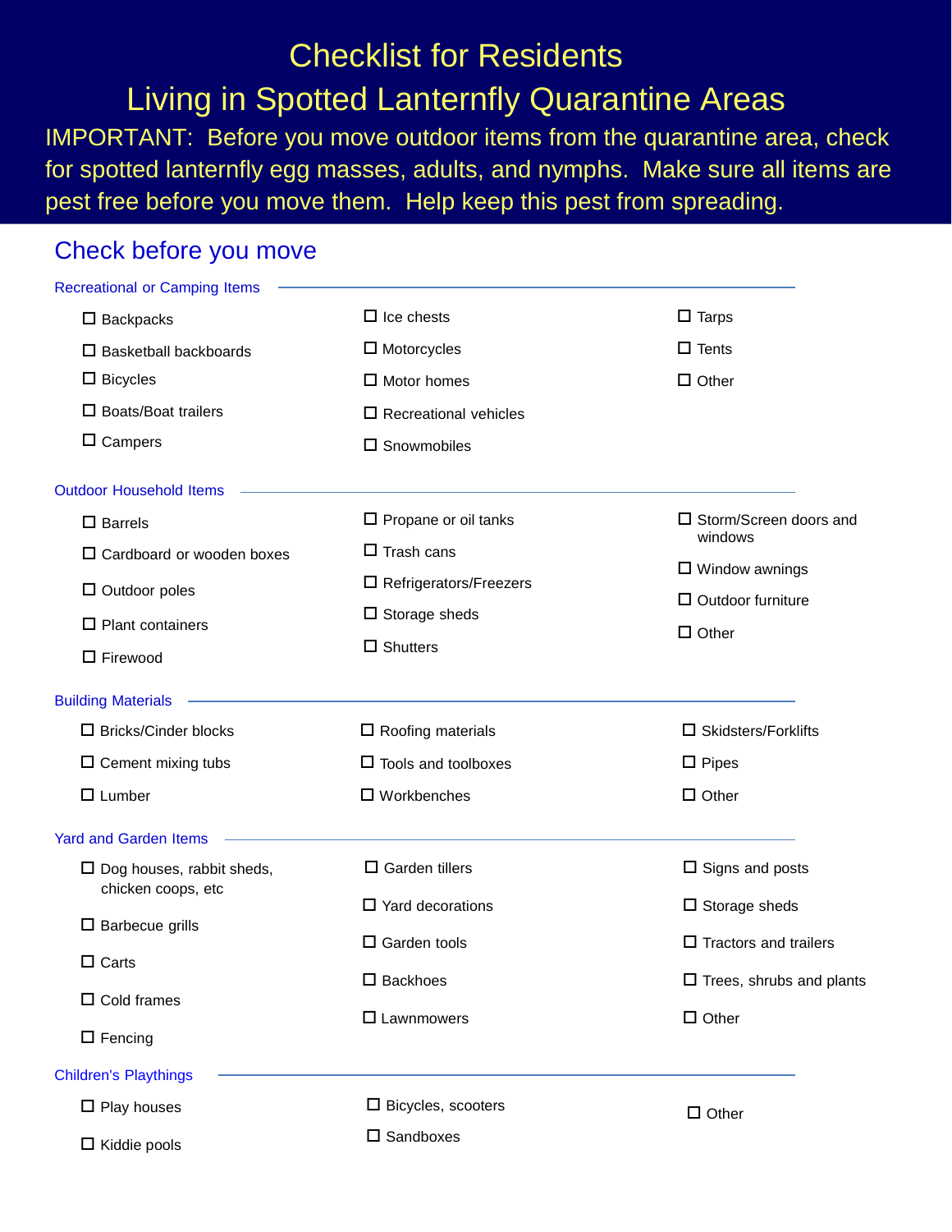# Checklist for Residents

# Living in Spotted Lanternfly Quarantine Areas

IMPORTANT: Before you move outdoor items from the quarantine area, check for spotted lanternfly egg masses, adults, and nymphs. Make sure all items are pest free before you move them. Help keep this pest from spreading.

## Check before you move

### Recreational or Camping Items

- ☐ Backpacks
- ☐ Basketball backboards
- ☐ Bicycles
- ☐ Boats/Boat trailers
- ☐ Campers
- ☐ Ice chests
- ☐ Motorcycles
- ☐ Motor homes
- ☐ Recreational vehicles
- ☐ Snowmobiles
- ☐ Tarps
- ☐ Tents
- ☐ Other

### Outdoor Household Items

- ☐ Barrels
- ☐ Cardboard or wooden boxes
- ☐ Outdoor poles
- ☐ Plant containers
- ☐ Firewood
- ☐ Propane or oil tanks
- ☐ Trash cans
- ☐ Refrigerators/Freezers
- ☐ Storage sheds
- ☐ Shutters
- ☐ Storm/Screen doors and windows
- ☐ Window awnings
- ☐ Outdoor furniture
- ☐ Other

### Building Materials

- ☐ Bricks/Cinder blocks
- ☐ Cement mixing tubs
- ☐ Lumber
- ☐ Roofing materials
- ☐ Tools and toolboxes
- ☐ Workbenches
- ☐ Skidsters/Forklifts
- ☐ Pipes
- ☐ Other

### Yard and Garden Items

- ☐ Dog houses, rabbit sheds, chicken coops, etc
- ☐ Barbecue grills
- ☐ Carts
- ☐ Cold frames
- ☐ Fencing
- ☐ Garden tillers
- ☐ Yard decorations
- ☐ Garden tools
- ☐ Backhoes
- ☐ Lawnmowers
- ☐ Signs and posts
- ☐ Storage sheds
- ☐ Tractors and trailers
- ☐ Trees, shrubs and plants
- ☐ Other

### Children's Playthings

- ☐ Play houses
- ☐ Kiddie pools
- ☐ Bicycles, scooters
- ☐ Sandboxes
- ☐ Other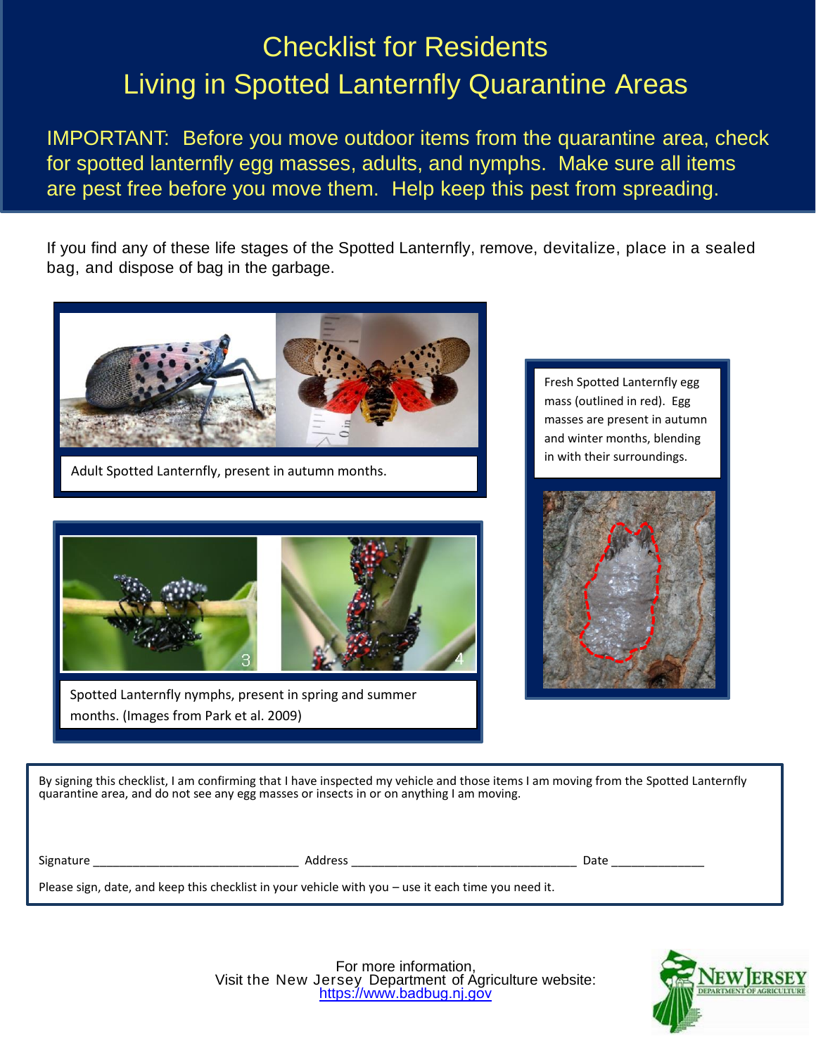# Checklist for Residents
# Living in Spotted Lanternfly Quarantine Areas

IMPORTANT: Before you move outdoor items from the quarantine area, check for spotted lanternfly egg masses, adults, and nymphs. Make sure all items are pest free before you move them. Help keep this pest from spreading.

If you find any of these life stages of the Spotted Lanternfly, remove, devitalize, place in a sealed bag, and dispose of bag in the garbage.

Adult Spotted Lanternfly, present in autumn months.

Spotted Lanternfly nymphs, present in spring and summer months. (Images from Park et al. 2009)

Fresh Spotted Lanternfly egg mass (outlined in red). Egg masses are present in autumn and winter months, blending in with their surroundings.

By signing this checklist, I am confirming that I have inspected my vehicle and those items I am moving from the Spotted Lanternfly quarantine area, and do not see any egg masses or insects in or on anything I am moving.

Signature ______________________________ Address _________________________________ Date _____________

Please sign, date, and keep this checklist in your vehicle with you – use it each time you need it.

For more information,
Visit the New Jersey Department of Agriculture website:
https://www.badbug.nj.gov

NEW JERSEY DEPARTMENT OF AGRICULTURE